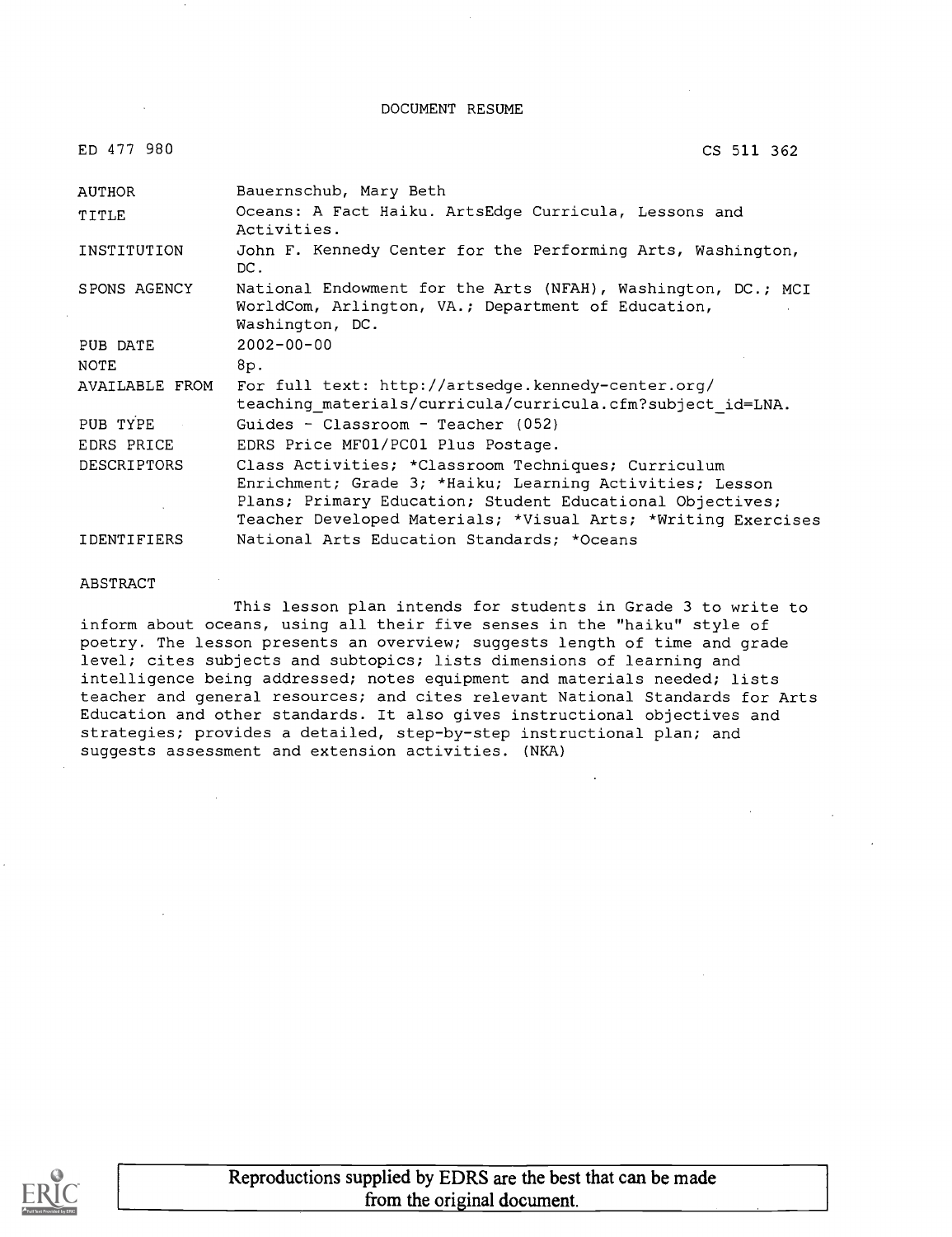# DOCUMENT RESUME

| | |
|---|---|
| ED 477 980 | CS 511 362 |
| AUTHOR | Bauernschub, Mary Beth |
| TITLE | Oceans: A Fact Haiku. ArtsEdge Curricula, Lessons and Activities. |
| INSTITUTION | John F. Kennedy Center for the Performing Arts, Washington, DC. |
| SPONS AGENCY | National Endowment for the Arts (NFAH), Washington, DC.; MCI WorldCom, Arlington, VA.; Department of Education, Washington, DC. |
| PUB DATE | 2002-00-00 |
| NOTE | 8p. |
| AVAILABLE FROM | For full text: http://artsedge.kennedy-center.org/teaching_materials/curricula/curricula.cfm?subject_id=LNA. |
| PUB TYPE | Guides - Classroom - Teacher (052) |
| EDRS PRICE | EDRS Price MF01/PC01 Plus Postage. |
| DESCRIPTORS | Class Activities; *Classroom Techniques; Curriculum Enrichment; Grade 3; *Haiku; Learning Activities; Lesson Plans; Primary Education; Student Educational Objectives; Teacher Developed Materials; *Visual Arts; *Writing Exercises |
| IDENTIFIERS | National Arts Education Standards; *Oceans |

## ABSTRACT

This lesson plan intends for students in Grade 3 to write to inform about oceans, using all their five senses in the "haiku" style of poetry. The lesson presents an overview; suggests length of time and grade level; cites subjects and subtopics; lists dimensions of learning and intelligence being addressed; notes equipment and materials needed; lists teacher and general resources; and cites relevant National Standards for Arts Education and other standards. It also gives instructional objectives and strategies; provides a detailed, step-by-step instructional plan; and suggests assessment and extension activities. (NKA)

Reproductions supplied by EDRS are the best that can be made from the original document.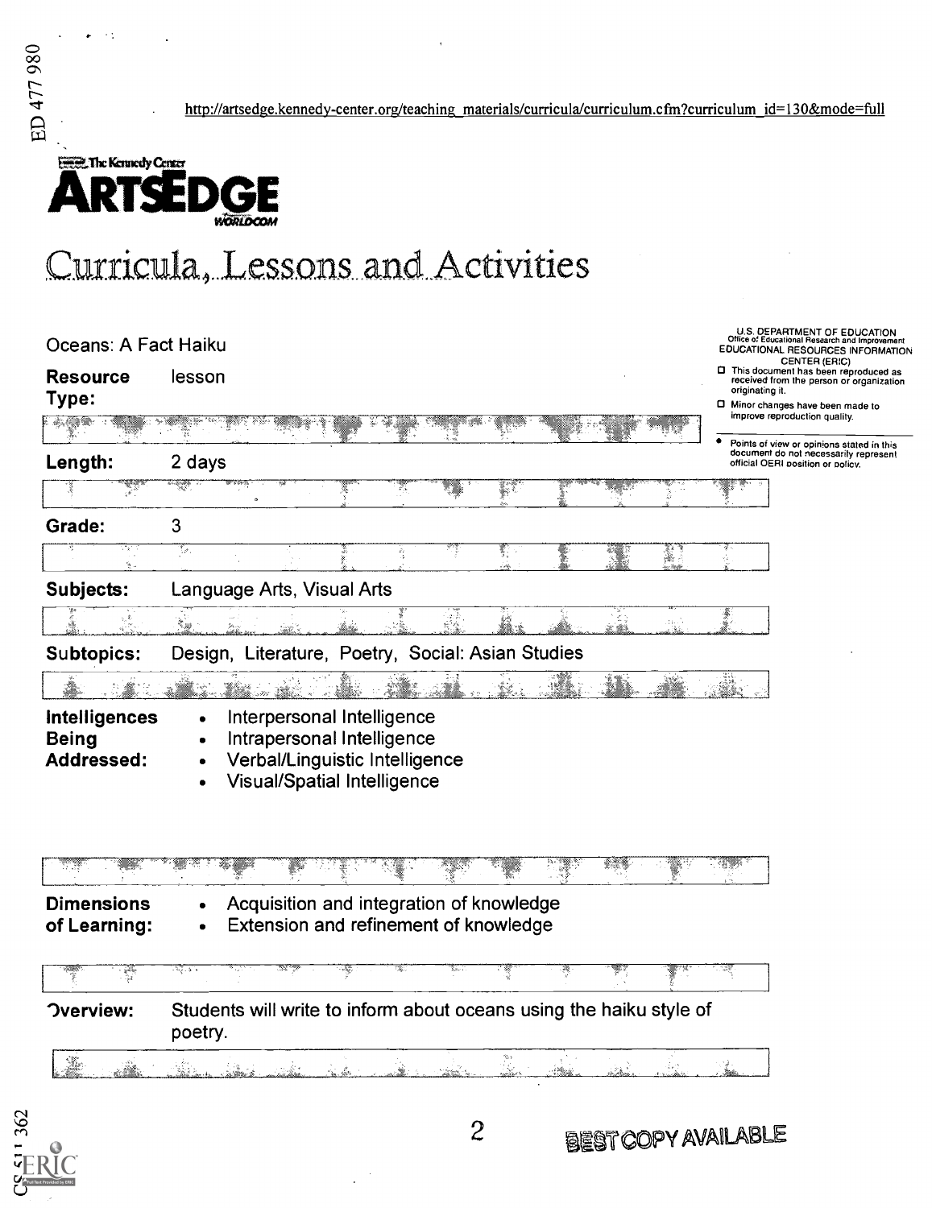http://artsedge.kennedy-center.org/teaching_materials/curricula/curriculum.cfm?curriculum_id=130&mode=full

The Kennedy Center

# ARTSEDGE

# Curricula, Lessons and Activities

U.S. DEPARTMENT OF EDUCATION
Office of Educational Research and Improvement
EDUCATIONAL RESOURCES INFORMATION CENTER (ERIC)

- This document has been reproduced as received from the person or organization originating it.
- Minor changes have been made to improve reproduction quality.
- Points of view or opinions stated in this document do not necessarily represent official OERI position or policy.

Oceans: A Fact Haiku

**Resource Type:** lesson

**Length:** 2 days

**Grade:** 3

**Subjects:** Language Arts, Visual Arts

**Subtopics:** Design, Literature, Poetry, Social: Asian Studies

**Intelligences Being Addressed:**

- Interpersonal Intelligence
- Intrapersonal Intelligence
- Verbal/Linguistic Intelligence
- Visual/Spatial Intelligence

**Dimensions of Learning:**

- Acquisition and integration of knowledge
- Extension and refinement of knowledge

**Overview:** Students will write to inform about oceans using the haiku style of poetry.

BEST COPY AVAILABLE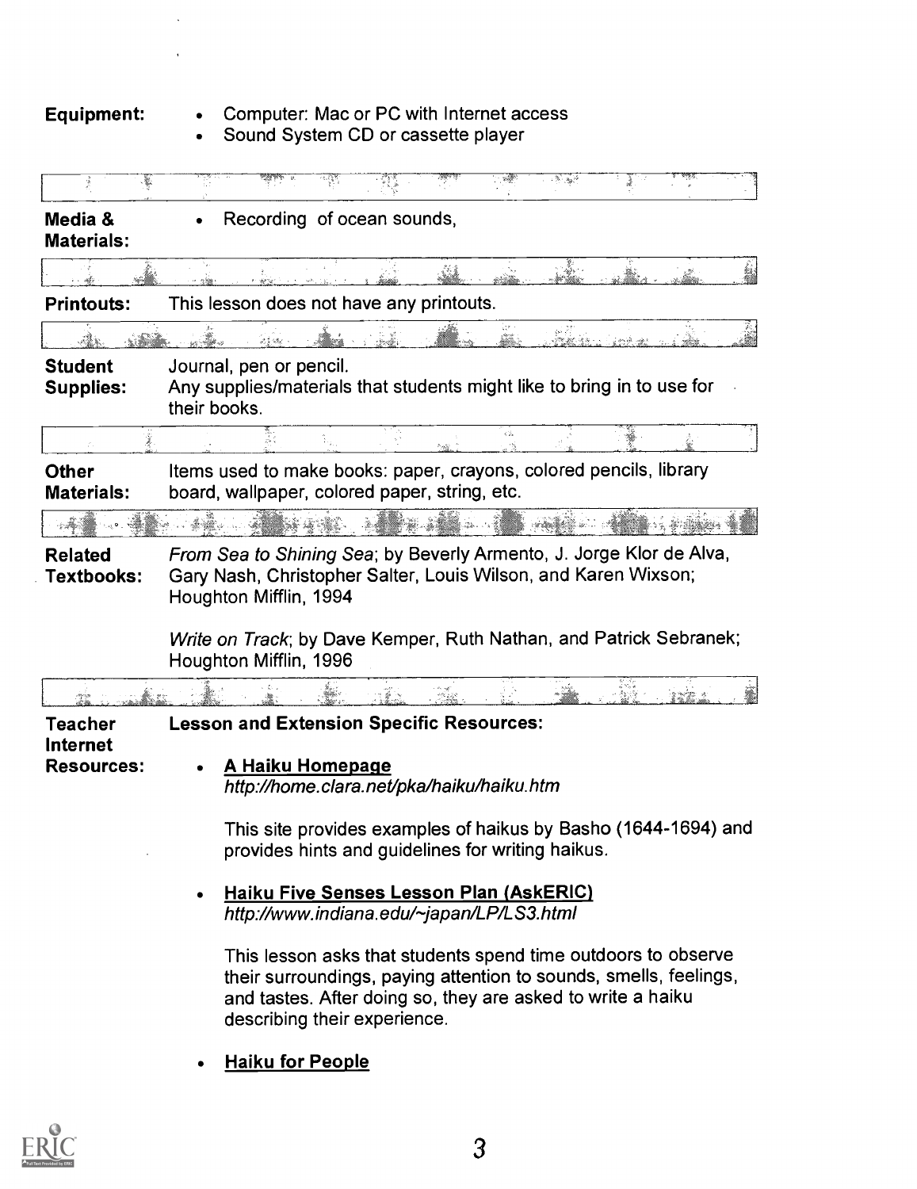**Equipment:**

- Computer: Mac or PC with Internet access
- Sound System CD or cassette player

**Media & Materials:**

- Recording of ocean sounds,

**Printouts:** This lesson does not have any printouts.

**Student Supplies:** Journal, pen or pencil.
Any supplies/materials that students might like to bring in to use for their books.

**Other Materials:** Items used to make books: paper, crayons, colored pencils, library board, wallpaper, colored paper, string, etc.

**Related Textbooks:** *From Sea to Shining Sea*; by Beverly Armento, J. Jorge Klor de Alva, Gary Nash, Christopher Salter, Louis Wilson, and Karen Wixson; Houghton Mifflin, 1994

*Write on Track*; by Dave Kemper, Ruth Nathan, and Patrick Sebranek; Houghton Mifflin, 1996

**Teacher Internet Resources:**

**Lesson and Extension Specific Resources:**

- **A Haiku Homepage**
  *http://home.clara.net/pka/haiku/haiku.htm*

  This site provides examples of haikus by Basho (1644-1694) and provides hints and guidelines for writing haikus.

- **Haiku Five Senses Lesson Plan (AskERIC)**
  *http://www.indiana.edu/~japan/LP/LS3.html*

  This lesson asks that students spend time outdoors to observe their surroundings, paying attention to sounds, smells, feelings, and tastes. After doing so, they are asked to write a haiku describing their experience.

- **Haiku for People**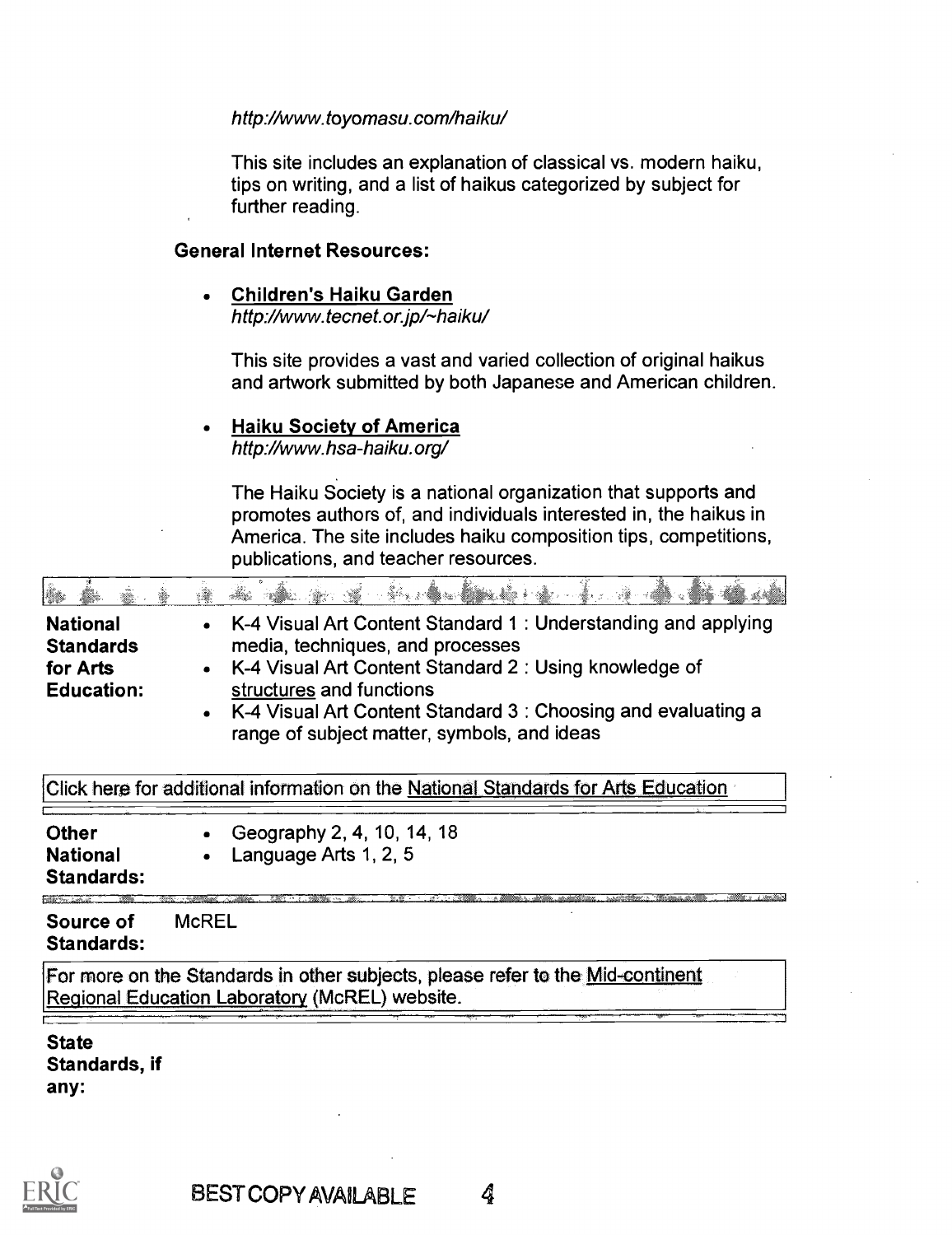*http://www.toyomasu.com/haiku/*

This site includes an explanation of classical vs. modern haiku, tips on writing, and a list of haikus categorized by subject for further reading.

**General Internet Resources:**

- **Children's Haiku Garden**
  *http://www.tecnet.or.jp/~haiku/*

  This site provides a vast and varied collection of original haikus and artwork submitted by both Japanese and American children.

- **Haiku Society of America**
  *http://www.hsa-haiku.org/*

  The Haiku Society is a national organization that supports and promotes authors of, and individuals interested in, the haikus in America. The site includes haiku composition tips, competitions, publications, and teacher resources.

| | |
|---|---|
| **National Standards for Arts Education:** | • K-4 Visual Art Content Standard 1 : Understanding and applying media, techniques, and processes<br>• K-4 Visual Art Content Standard 2 : Using knowledge of structures and functions<br>• K-4 Visual Art Content Standard 3 : Choosing and evaluating a range of subject matter, symbols, and ideas |

Click here for additional information on the National Standards for Arts Education

| | |
|---|---|
| **Other National Standards:** | • Geography 2, 4, 10, 14, 18<br>• Language Arts 1, 2, 5 |
| **Source of Standards:** | McREL |

For more on the Standards in other subjects, please refer to the Mid-continent Regional Education Laboratory (McREL) website.

**State Standards, if any:**

BEST COPY AVAILABLE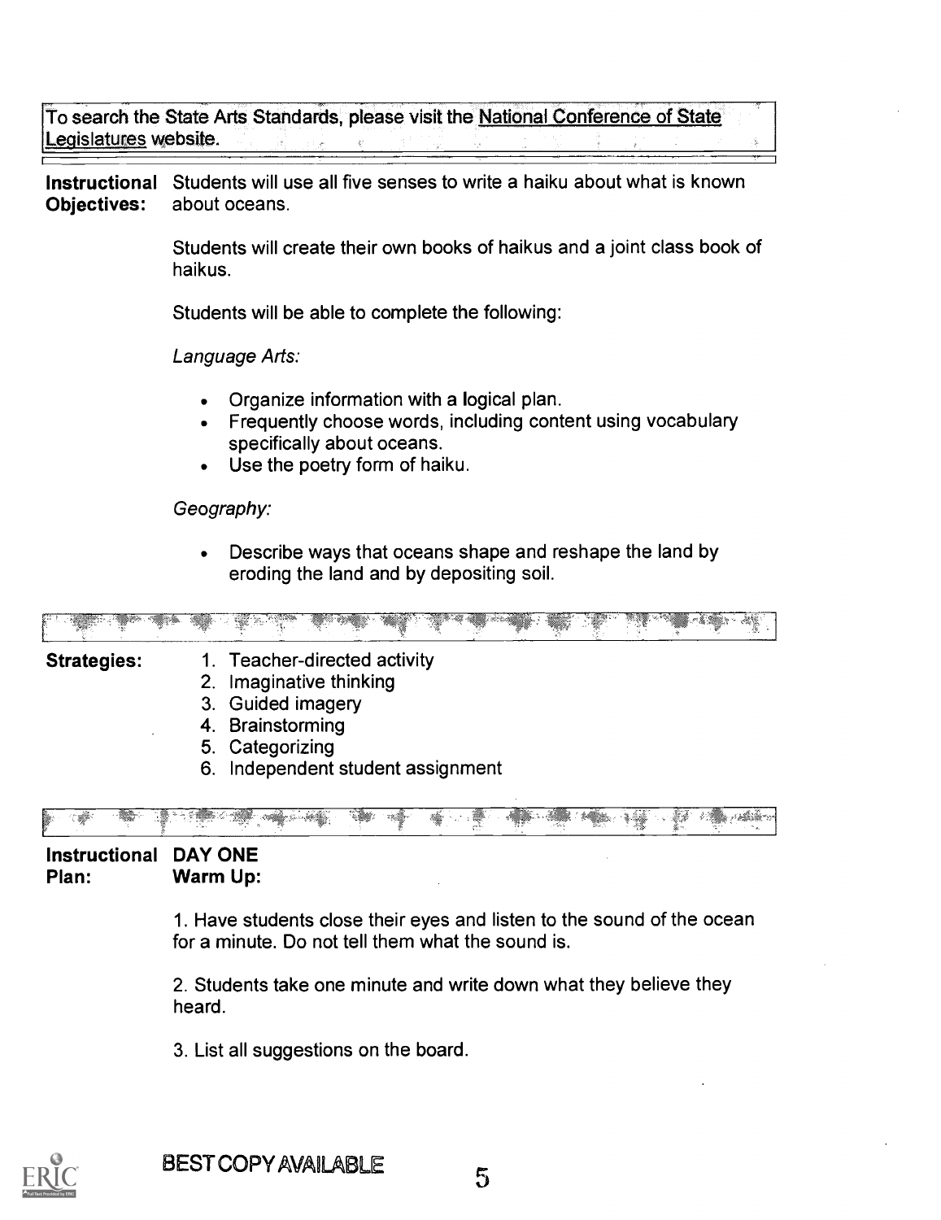To search the State Arts Standards, please visit the National Conference of State Legislatures website.

**Instructional Objectives:** Students will use all five senses to write a haiku about what is known about oceans.

Students will create their own books of haikus and a joint class book of haikus.

Students will be able to complete the following:

*Language Arts:*

- Organize information with a logical plan.
- Frequently choose words, including content using vocabulary specifically about oceans.
- Use the poetry form of haiku.

*Geography:*

- Describe ways that oceans shape and reshape the land by eroding the land and by depositing soil.

**Strategies:**

1. Teacher-directed activity
2. Imaginative thinking
3. Guided imagery
4. Brainstorming
5. Categorizing
6. Independent student assignment

**Instructional Plan:**

**DAY ONE**

**Warm Up:**

1. Have students close their eyes and listen to the sound of the ocean for a minute. Do not tell them what the sound is.

2. Students take one minute and write down what they believe they heard.

3. List all suggestions on the board.

BEST COPY AVAILABLE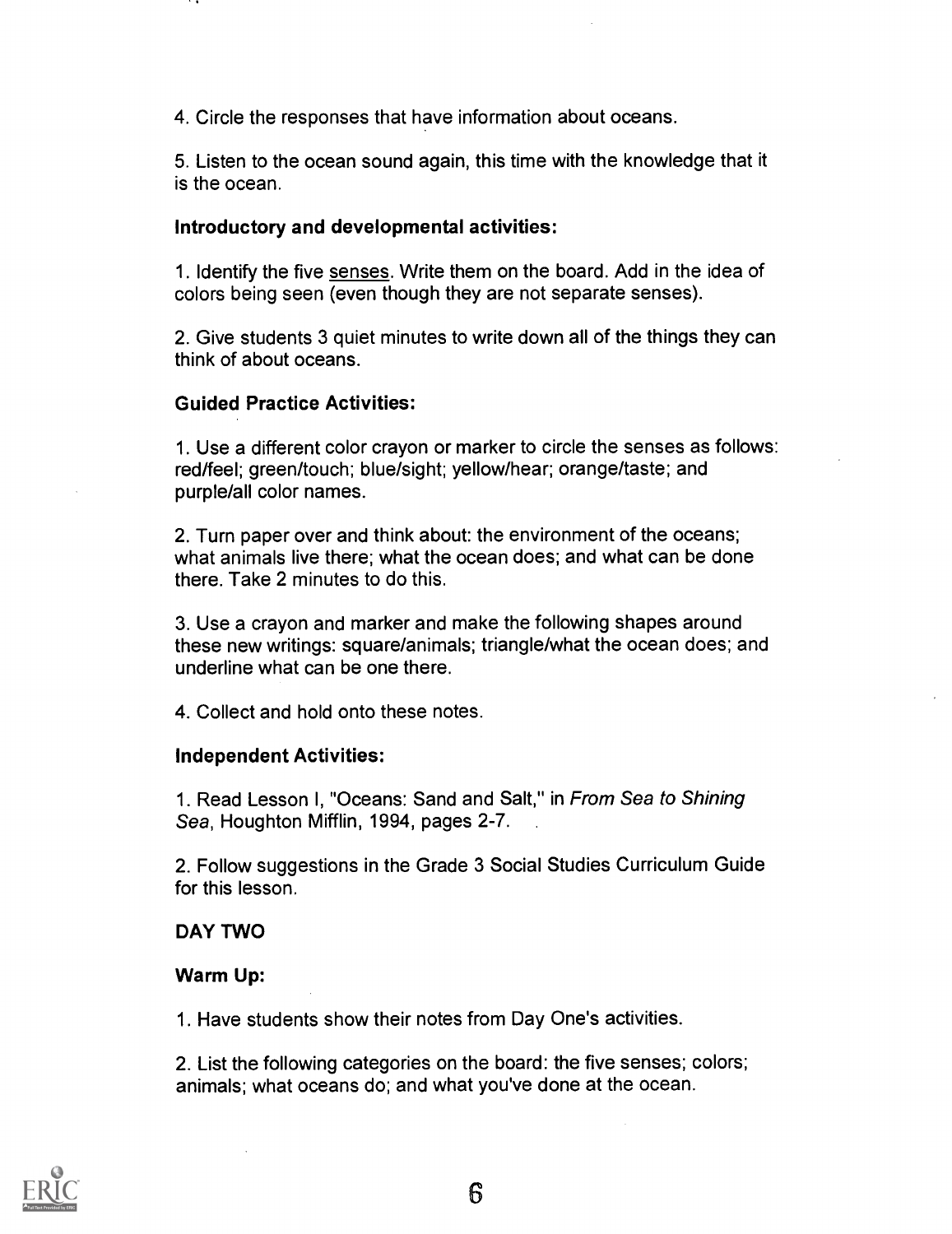4. Circle the responses that have information about oceans.

5. Listen to the ocean sound again, this time with the knowledge that it is the ocean.

**Introductory and developmental activities:**

1. Identify the five senses. Write them on the board. Add in the idea of colors being seen (even though they are not separate senses).

2. Give students 3 quiet minutes to write down all of the things they can think of about oceans.

**Guided Practice Activities:**

1. Use a different color crayon or marker to circle the senses as follows: red/feel; green/touch; blue/sight; yellow/hear; orange/taste; and purple/all color names.

2. Turn paper over and think about: the environment of the oceans; what animals live there; what the ocean does; and what can be done there. Take 2 minutes to do this.

3. Use a crayon and marker and make the following shapes around these new writings: square/animals; triangle/what the ocean does; and underline what can be one there.

4. Collect and hold onto these notes.

**Independent Activities:**

1. Read Lesson I, "Oceans: Sand and Salt," in *From Sea to Shining Sea*, Houghton Mifflin, 1994, pages 2-7.

2. Follow suggestions in the Grade 3 Social Studies Curriculum Guide for this lesson.

**DAY TWO**

**Warm Up:**

1. Have students show their notes from Day One's activities.

2. List the following categories on the board: the five senses; colors; animals; what oceans do; and what you've done at the ocean.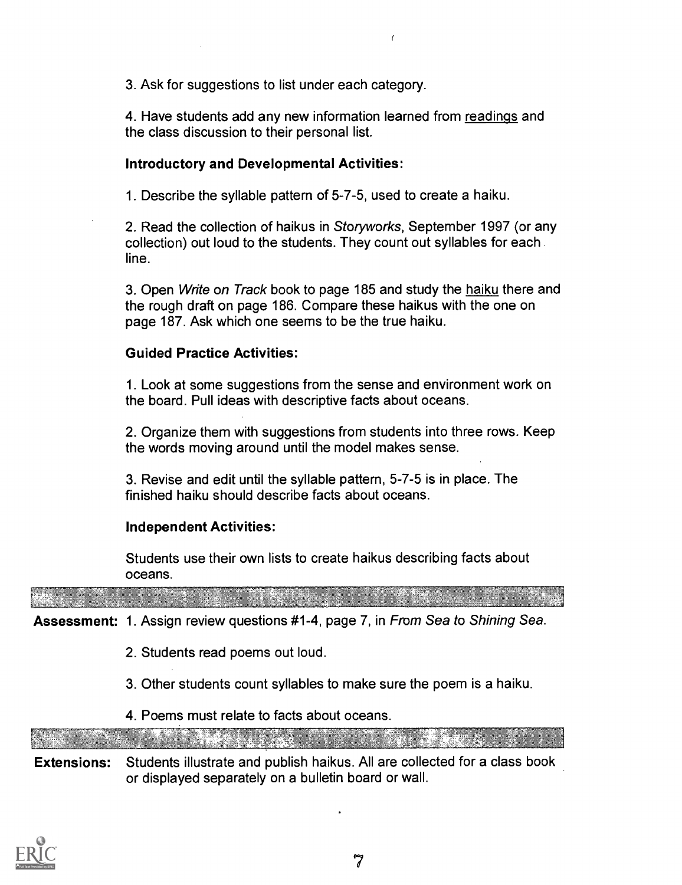3. Ask for suggestions to list under each category.

4. Have students add any new information learned from readings and the class discussion to their personal list.

**Introductory and Developmental Activities:**

1. Describe the syllable pattern of 5-7-5, used to create a haiku.

2. Read the collection of haikus in *Storyworks*, September 1997 (or any collection) out loud to the students. They count out syllables for each line.

3. Open *Write on Track* book to page 185 and study the haiku there and the rough draft on page 186. Compare these haikus with the one on page 187. Ask which one seems to be the true haiku.

**Guided Practice Activities:**

1. Look at some suggestions from the sense and environment work on the board. Pull ideas with descriptive facts about oceans.

2. Organize them with suggestions from students into three rows. Keep the words moving around until the model makes sense.

3. Revise and edit until the syllable pattern, 5-7-5 is in place. The finished haiku should describe facts about oceans.

**Independent Activities:**

Students use their own lists to create haikus describing facts about oceans.

**Assessment:** 1. Assign review questions #1-4, page 7, in *From Sea to Shining Sea*.

2. Students read poems out loud.

3. Other students count syllables to make sure the poem is a haiku.

4. Poems must relate to facts about oceans.

**Extensions:** Students illustrate and publish haikus. All are collected for a class book or displayed separately on a bulletin board or wall.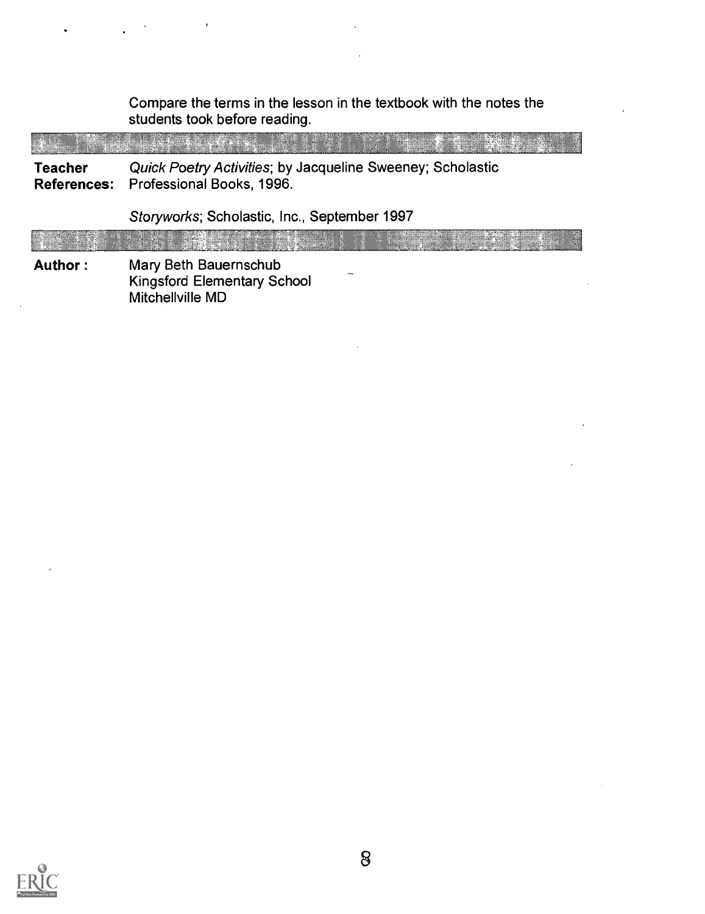Compare the terms in the lesson in the textbook with the notes the students took before reading.

**Teacher References:** *Quick Poetry Activities*; by Jacqueline Sweeney; Scholastic Professional Books, 1996.

*Storyworks*; Scholastic, Inc., September 1997

**Author :** Mary Beth Bauernschub
Kingsford Elementary School
Mitchellville MD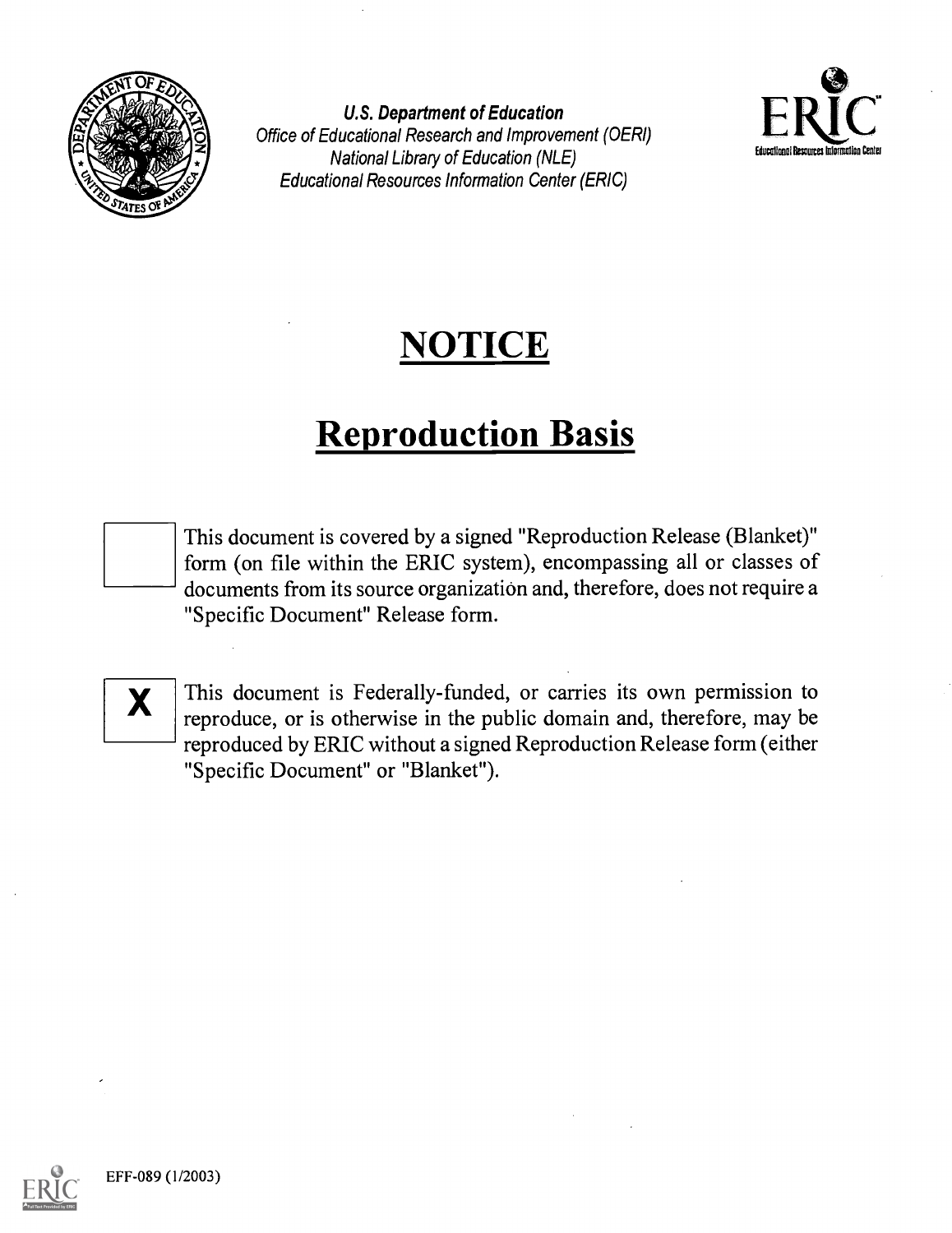**U.S. Department of Education**
*Office of Educational Research and Improvement (OERI)*
*National Library of Education (NLE)*
*Educational Resources Information Center (ERIC)*

# NOTICE

# Reproduction Basis

[ ] This document is covered by a signed "Reproduction Release (Blanket)" form (on file within the ERIC system), encompassing all or classes of documents from its source organization and, therefore, does not require a "Specific Document" Release form.

[X] This document is Federally-funded, or carries its own permission to reproduce, or is otherwise in the public domain and, therefore, may be reproduced by ERIC without a signed Reproduction Release form (either "Specific Document" or "Blanket").

EFF-089 (1/2003)